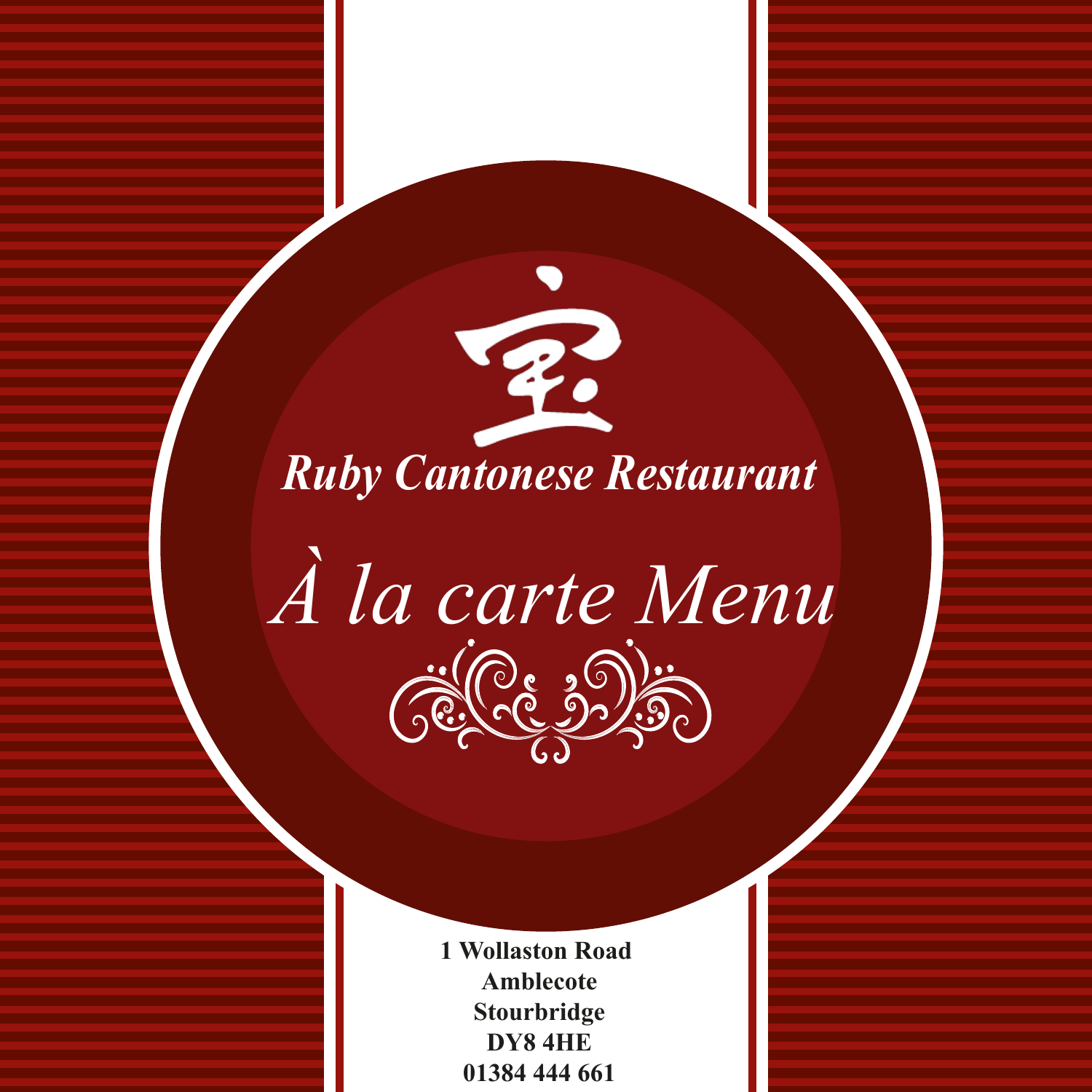宝

# Ruby Cantonese Restaurant

# *À la carte Menu*

**1 Wollaston Road**
**Amblecote**
**Stourbridge**
**DY8 4HE**
**01384 444 661**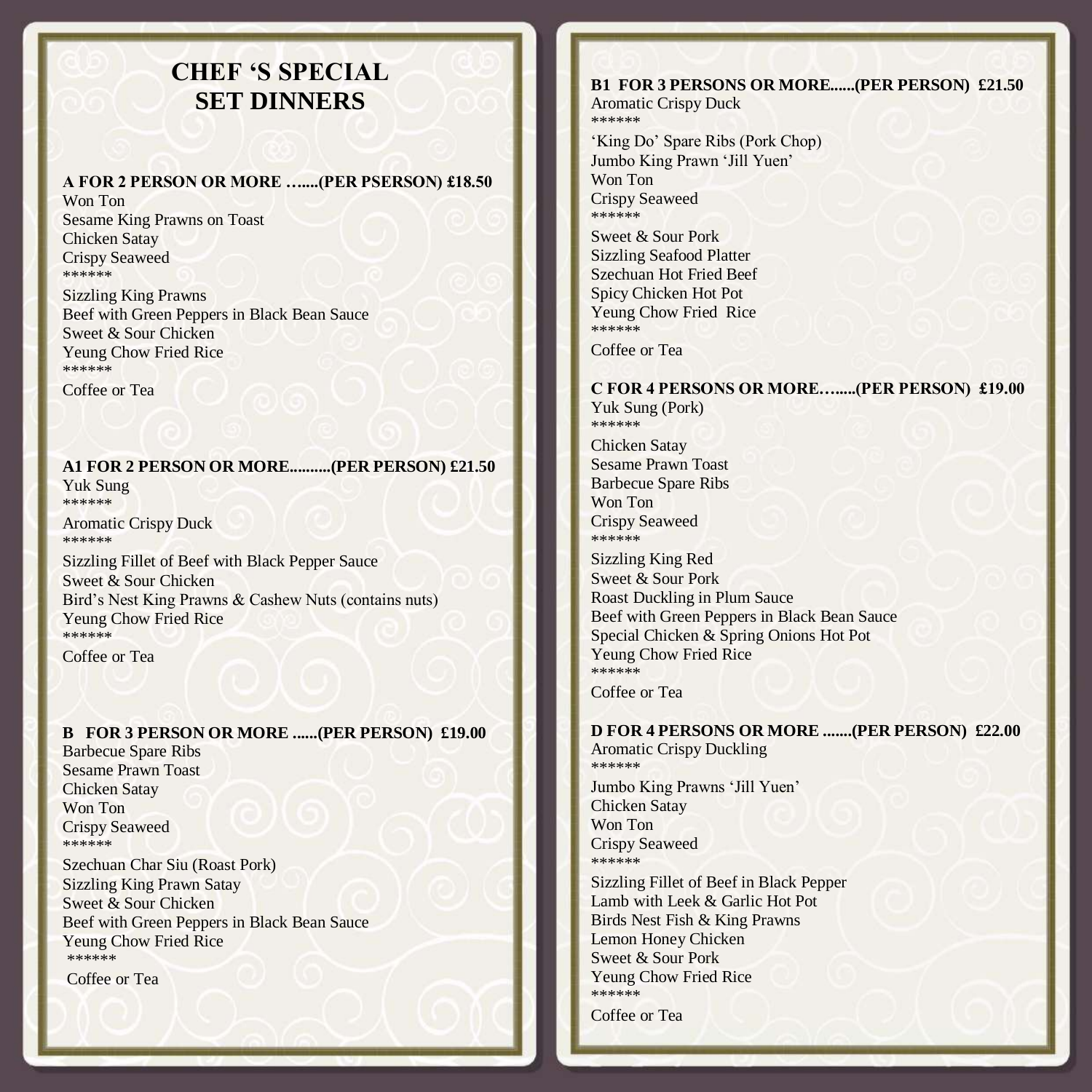# CHEF 'S SPECIAL SET DINNERS

**A FOR 2 PERSON OR MORE …....(PER PSERSON) £18.50**

Won Ton
Sesame King Prawns on Toast
Chicken Satay
Crispy Seaweed
******
Sizzling King Prawns
Beef with Green Peppers in Black Bean Sauce
Sweet & Sour Chicken
Yeung Chow Fried Rice
******
Coffee or Tea

**A1 FOR 2 PERSON OR MORE..........(PER PERSON) £21.50**

Yuk Sung
******
Aromatic Crispy Duck
******
Sizzling Fillet of Beef with Black Pepper Sauce
Sweet & Sour Chicken
Bird's Nest King Prawns & Cashew Nuts (contains nuts)
Yeung Chow Fried Rice
******
Coffee or Tea

**B FOR 3 PERSON OR MORE ......(PER PERSON) £19.00**

Barbecue Spare Ribs
Sesame Prawn Toast
Chicken Satay
Won Ton
Crispy Seaweed
******
Szechuan Char Siu (Roast Pork)
Sizzling King Prawn Satay
Sweet & Sour Chicken
Beef with Green Peppers in Black Bean Sauce
Yeung Chow Fried Rice
******
Coffee or Tea

**B1 FOR 3 PERSONS OR MORE......(PER PERSON) £21.50**

Aromatic Crispy Duck
******
'King Do' Spare Ribs (Pork Chop)
Jumbo King Prawn 'Jill Yuen'
Won Ton
Crispy Seaweed
******
Sweet & Sour Pork
Sizzling Seafood Platter
Szechuan Hot Fried Beef
Spicy Chicken Hot Pot
Yeung Chow Fried Rice
******
Coffee or Tea

**C FOR 4 PERSONS OR MORE….....(PER PERSON) £19.00**

Yuk Sung (Pork)
******
Chicken Satay
Sesame Prawn Toast
Barbecue Spare Ribs
Won Ton
Crispy Seaweed
******
Sizzling King Red
Sweet & Sour Pork
Roast Duckling in Plum Sauce
Beef with Green Peppers in Black Bean Sauce
Special Chicken & Spring Onions Hot Pot
Yeung Chow Fried Rice
******
Coffee or Tea

**D FOR 4 PERSONS OR MORE .......(PER PERSON) £22.00**

Aromatic Crispy Duckling
******
Jumbo King Prawns 'Jill Yuen'
Chicken Satay
Won Ton
Crispy Seaweed
******
Sizzling Fillet of Beef in Black Pepper
Lamb with Leek & Garlic Hot Pot
Birds Nest Fish & King Prawns
Lemon Honey Chicken
Sweet & Sour Pork
Yeung Chow Fried Rice
******
Coffee or Tea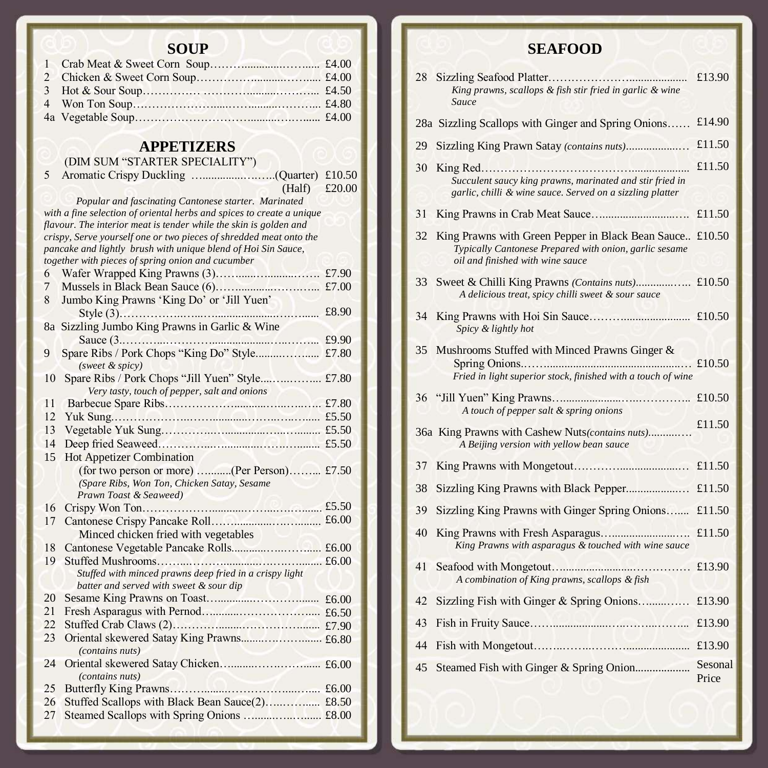## SOUP

1 Crab Meat & Sweet Corn Soup………............……...... £4.00
2 Chicken & Sweet Corn Soup…………….........…….... £4.00
3 Hot & Sour Soup…………… ………..........……….. £4.50
4 Won Ton Soup………………......……..........……….. £4.80
4a Vegetable Soup………………………….........……...... £4.00

## APPETIZERS

(DIM SUM "STARTER SPECIALITY")

5 Aromatic Crispy Duckling …..............……..(Quarter) £10.50
(Half) £20.00

*Popular and fascinating Cantonese starter. Marinated with a fine selection of oriental herbs and spices to create a unique flavour. The interior meat is tender while the skin is golden and crispy, Serve yourself one or two pieces of shredded meat onto the pancake and lightly brush with unique blend of Hoi Sin Sauce, together with pieces of spring onion and cucumber*

6 Wafer Wrapped King Prawns (3)……......….........……. £7.90
7 Mussels in Black Bean Sauce (6)……...........………... £7.00
8 Jumbo King Prawns 'King Do' or 'Jill Yuen' Style (3)……………...…...….................…….…...... £8.90
8a Sizzling Jumbo King Prawns in Garlic & Wine Sauce (3.………...……….....................…...……... £9.90
9 Spare Ribs / Pork Chops "King Do" Style..........……...... £7.80
*(sweet & spicy)*
10 Spare Ribs / Pork Chops "Jill Yuen" Style....…..……... £7.80
*Very tasty, touch of pepper, salt and onions*
11 Barbecue Spare Ribs………………..........…...…...…. £7.80
12 Yuk Sung.………………...…..............……...…..…...... £5.50
13 Vegetable Yuk Sung.………...…..............…...…......... £5.50
14 Deep fried Seaweed.………...…..............………......... £5.50
15 Hot Appetizer Combination
(for two person or more) ….........(Per Person)……... £7.50
*(Spare Ribs, Won Ton, Chicken Satay, Sesame Prawn Toast & Seaweed)*
16 Crispy Won Ton………………..........……...…….…...... £5.50
17 Cantonese Crispy Pancake Roll……............……......... £6.00
Minced chicken fried with vegetables
18 Cantonese Vegetable Pancake Rolls............…...…....... £6.00
19 Stuffed Mushrooms……...……….............…….…......... £6.00
*Stuffed with minced prawns deep fried in a crispy light batter and served with sweet & sour dip*
20 Sesame King Prawns on Toast…............……………...... £6.00
21 Fresh Asparagus with Pernod…..........……………….... £6.50
22 Stuffed Crab Claws (2)………….........……………........ £7.90
23 Oriental skewered Satay King Prawns........……….......... £6.80
*(contains nuts)*
24 Oriental skewered Satay Chicken…..........……..……...... £6.00
*(contains nuts)*
25 Butterfly King Prawns………........……………......….... £6.00
26 Stuffed Scallops with Black Bean Sauce(2)…...……...... £8.50
27 Steamed Scallops with Spring Onions …......…...…...... £8.00

## SEAFOOD

28 Sizzling Seafood Platter.……….………….................... £13.90
*King prawns, scallops & fish stir fried in garlic & wine Sauce*

28a Sizzling Scallops with Ginger and Spring Onions…… £14.90

29 Sizzling King Prawn Satay *(contains nuts)*..................… £11.50

30 King Red………………………………….................... £11.50
*Succulent saucy king prawns, marinated and stir fried in garlic, chilli & wine sauce. Served on a sizzling platter*

31 King Prawns in Crab Meat Sauce…..........................…. £11.50

32 King Prawns with Green Pepper in Black Bean Sauce.. £10.50
*Typically Cantonese Prepared with onion, garlic sesame oil and finished with wine sauce*

33 Sweet & Chilli King Prawns *(Contains nuts)*..............….. £10.50
*A delicious treat, spicy chilli sweet & sour sauce*

34 King Prawns with Hoi Sin Sauce………...................... £10.50
*Spicy & lightly hot*

35 Mushrooms Stuffed with Minced Prawns Ginger & Spring Onions..……...............................................… £10.50
*Fried in light superior stock, finished with a touch of wine*

36 "Jill Yuen" King Prawns…....................…...………….. £10.50
*A touch of pepper salt & spring onions*

36a King Prawns with Cashew Nuts*(contains nuts)*..........…. £11.50
*A Beijing version with yellow bean sauce*

37 King Prawns with Mongetout………….....................… £11.50

38 Sizzling King Prawns with Black Pepper..................… £11.50

39 Sizzling King Prawns with Ginger Spring Onions…... £11.50

40 King Prawns with Fresh Asparagus…......................….. £11.50
*King Prawns with asparagus & touched with wine sauce*

41 Seafood with Mongetout….........................…………… £13.90
*A combination of King prawns, scallops & fish*

42 Sizzling Fish with Ginger & Spring Onions…......…… £13.90

43 Fish in Fruity Sauce……...................…..……...……... £13.90

44 Fish with Mongetout……..……..……….................... £13.90

45 Steamed Fish with Ginger & Spring Onion.................. Sesonal Price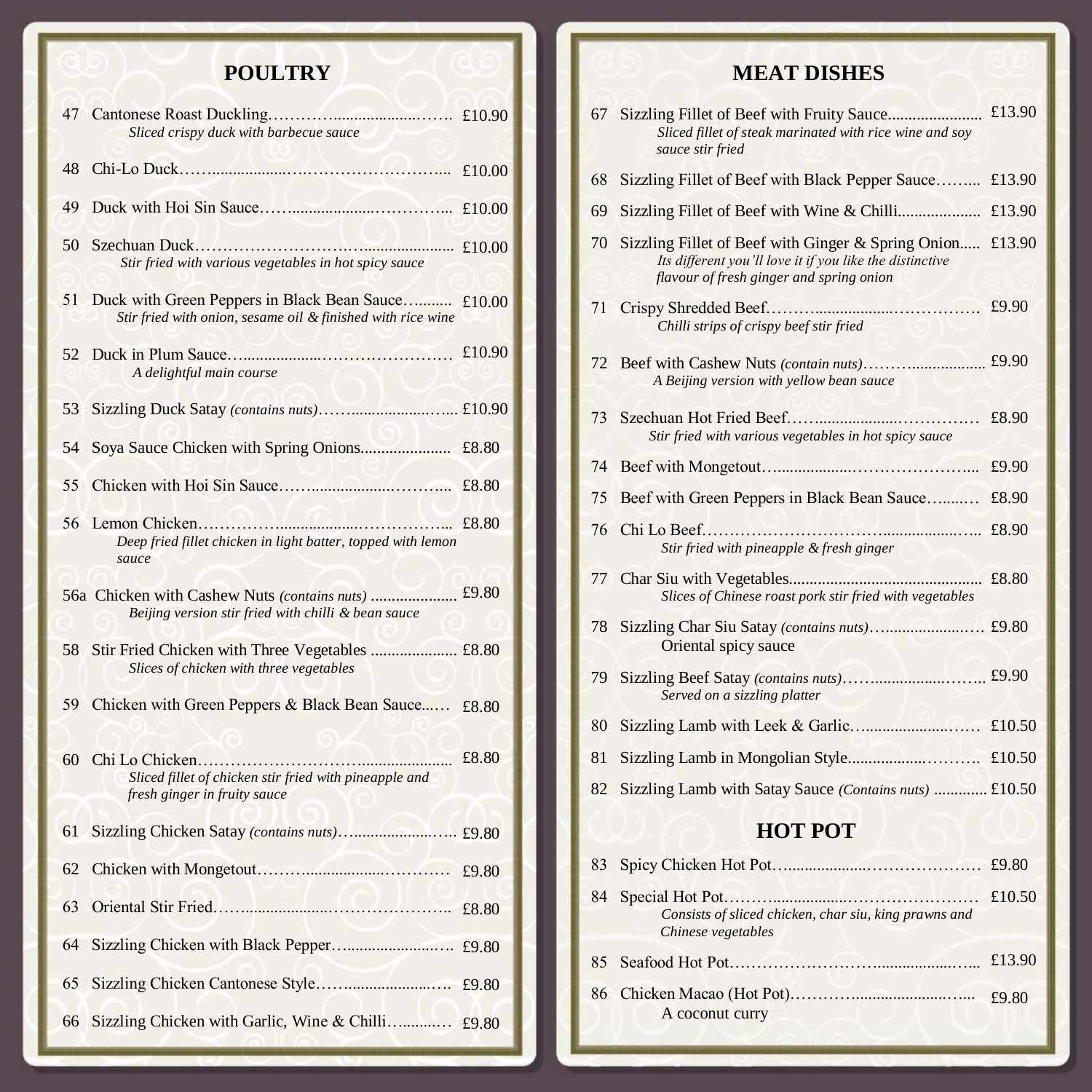## POULTRY

47 Cantonese Roast Duckling………….....................……. £10.90
*Sliced crispy duck with barbecue sauce*

48 Chi-Lo Duck……...................….…………………….... £10.00

49 Duck with Hoi Sin Sauce……....................………….... £10.00

50 Szechuan Duck…………………………...................... £10.00
*Stir fried with various vegetables in hot spicy sauce*

51 Duck with Green Peppers in Black Bean Sauce…........ £10.00
*Stir fried with onion, sesame oil & finished with rice wine*

52 Duck in Plum Sauce…..................…………………… £10.90
*A delightful main course*

53 Sizzling Duck Satay *(contains nuts)*……....................….... £10.90

54 Soya Sauce Chicken with Spring Onions..................... £8.80

55 Chicken with Hoi Sin Sauce……...................……….... £8.80

56 Lemon Chicken……………..................……………... £8.80
*Deep fried fillet chicken in light batter, topped with lemon sauce*

56a Chicken with Cashew Nuts *(contains nuts)* ..................... £9.80
*Beijing version stir fried with chilli & bean sauce*

58 Stir Fried Chicken with Three Vegetables ..................... £8.80
*Slices of chicken with three vegetables*

59 Chicken with Green Peppers & Black Bean Sauce..…. £8.80

60 Chi Lo Chicken…………………………...................... £8.80
*Sliced fillet of chicken stir fried with pineapple and fresh ginger in fruity sauce*

61 Sizzling Chicken Satay *(contains nuts)*…....................….. £9.80

62 Chicken with Mongetout……….................………… £9.80

63 Oriental Stir Fried……...................………………….. £8.80

64 Sizzling Chicken with Black Pepper…......................…. £9.80

65 Sizzling Chicken Cantonese Style……......................…. £9.80

66 Sizzling Chicken with Garlic, Wine & Chilli…..........… £9.80

## MEAT DISHES

67 Sizzling Fillet of Beef with Fruity Sauce....................... £13.90
*Sliced fillet of steak marinated with rice wine and soy sauce stir fried*

68 Sizzling Fillet of Beef with Black Pepper Sauce……... £13.90

69 Sizzling Fillet of Beef with Wine & Chilli.................... £13.90

70 Sizzling Fillet of Beef with Ginger & Spring Onion..... £13.90
*Its different you'll love it if you like the distinctive flavour of fresh ginger and spring onion*

71 Crispy Shredded Beef………..................……………. £9.90
*Chilli strips of crispy beef stir fried*

72 Beef with Cashew Nuts *(contain nuts)*……….................. £9.90
*A Beijing version with yellow bean sauce*

73 Szechuan Hot Fried Beef……..................…………… £8.90
*Stir fried with various vegetables in hot spicy sauce*

74 Beef with Mongetout…..................…………………... £9.90

75 Beef with Green Peppers in Black Bean Sauce….....… £8.90

76 Chi Lo Beef………………………….................….. £8.90
*Stir fried with pineapple & fresh ginger*

77 Char Siu with Vegetables.............................................. £8.80
*Slices of Chinese roast pork stir fried with vegetables*

78 Sizzling Char Siu Satay *(contains nuts)*….....................… £9.80
Oriental spicy sauce

79 Sizzling Beef Satay *(contains nuts)*……..................…….. £9.90
*Served on a sizzling platter*

80 Sizzling Lamb with Leek & Garlic…....................…… £10.50

81 Sizzling Lamb in Mongolian Style..................………. £10.50

82 Sizzling Lamb with Satay Sauce *(Contains nuts)* ............. £10.50

## HOT POT

83 Spicy Chicken Hot Pot…..................………………… £9.80

84 Special Hot Pot……..................…………………… £10.50
*Consists of sliced chicken, char siu, king prawns and Chinese vegetables*

85 Seafood Hot Pot……………………….................…... £13.90

86 Chicken Macao (Hot Pot)……….......................…... £9.80
A coconut curry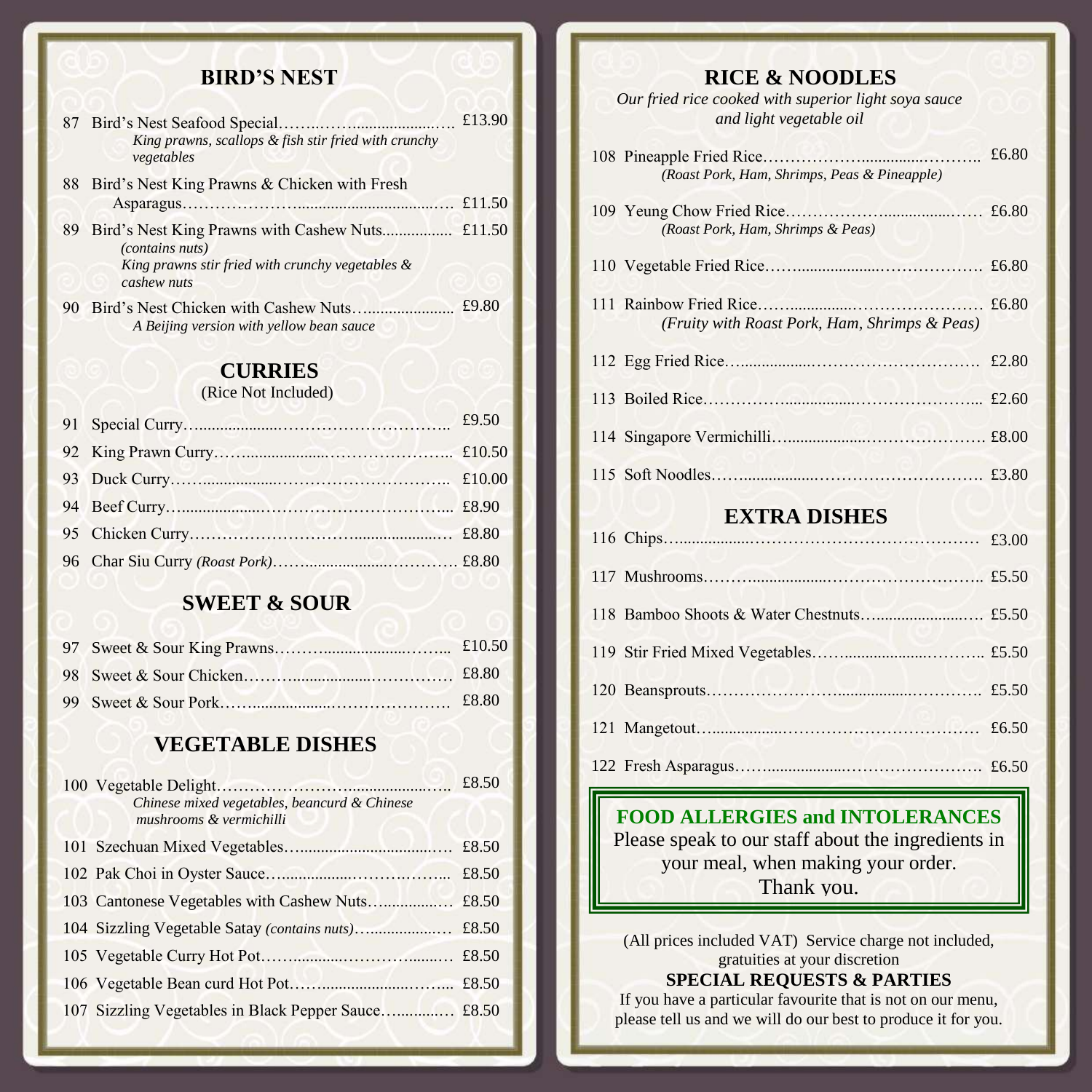## BIRD'S NEST

87 Bird's Nest Seafood Special…………………… £13.90
*King prawns, scallops & fish stir fried with crunchy vegetables*

88 Bird's Nest King Prawns & Chicken with Fresh Asparagus…………………… £11.50

89 Bird's Nest King Prawns with Cashew Nuts…………… £11.50
*(contains nuts)*
*King prawns stir fried with crunchy vegetables & cashew nuts*

90 Bird's Nest Chicken with Cashew Nuts………………… £9.80
*A Beijing version with yellow bean sauce*

## CURRIES

(Rice Not Included)

91 Special Curry…………………… £9.50

92 King Prawn Curry…………………… £10.50

93 Duck Curry…………………… £10.00

94 Beef Curry…………………… £8.90

95 Chicken Curry…………………… £8.80

96 Char Siu Curry *(Roast Pork)*…………………… £8.80

## SWEET & SOUR

97 Sweet & Sour King Prawns…………………… £10.50

98 Sweet & Sour Chicken…………………… £8.80

99 Sweet & Sour Pork…………………… £8.80

## VEGETABLE DISHES

100 Vegetable Delight…………………… £8.50
*Chinese mixed vegetables, beancurd & Chinese mushrooms & vermichilli*

101 Szechuan Mixed Vegetables…………………… £8.50

102 Pak Choi in Oyster Sauce…………………… £8.50

103 Cantonese Vegetables with Cashew Nuts…………… £8.50

104 Sizzling Vegetable Satay *(contains nuts)*…………… £8.50

105 Vegetable Curry Hot Pot…………………… £8.50

106 Vegetable Bean curd Hot Pot…………………… £8.50

107 Sizzling Vegetables in Black Pepper Sauce………… £8.50

## RICE & NOODLES

*Our fried rice cooked with superior light soya sauce and light vegetable oil*

108 Pineapple Fried Rice…………………… £6.80
*(Roast Pork, Ham, Shrimps, Peas & Pineapple)*

109 Yeung Chow Fried Rice…………………… £6.80
*(Roast Pork, Ham, Shrimps & Peas)*

110 Vegetable Fried Rice…………………… £6.80

111 Rainbow Fried Rice…………………… £6.80
*(Fruity with Roast Pork, Ham, Shrimps & Peas)*

112 Egg Fried Rice…………………… £2.80

113 Boiled Rice…………………… £2.60

114 Singapore Vermichilli…………………… £8.00

115 Soft Noodles…………………… £3.80

## EXTRA DISHES

116 Chips…………………… £3.00

117 Mushrooms…………………… £5.50

118 Bamboo Shoots & Water Chestnuts…………………… £5.50

119 Stir Fried Mixed Vegetables…………………… £5.50

120 Beansprouts…………………… £5.50

121 Mangetout…………………… £6.50

122 Fresh Asparagus…………………… £6.50

**FOOD ALLERGIES and INTOLERANCES**

Please speak to our staff about the ingredients in your meal, when making your order.
Thank you.

(All prices included VAT) Service charge not included, gratuities at your discretion

**SPECIAL REQUESTS & PARTIES**

If you have a particular favourite that is not on our menu, please tell us and we will do our best to produce it for you.